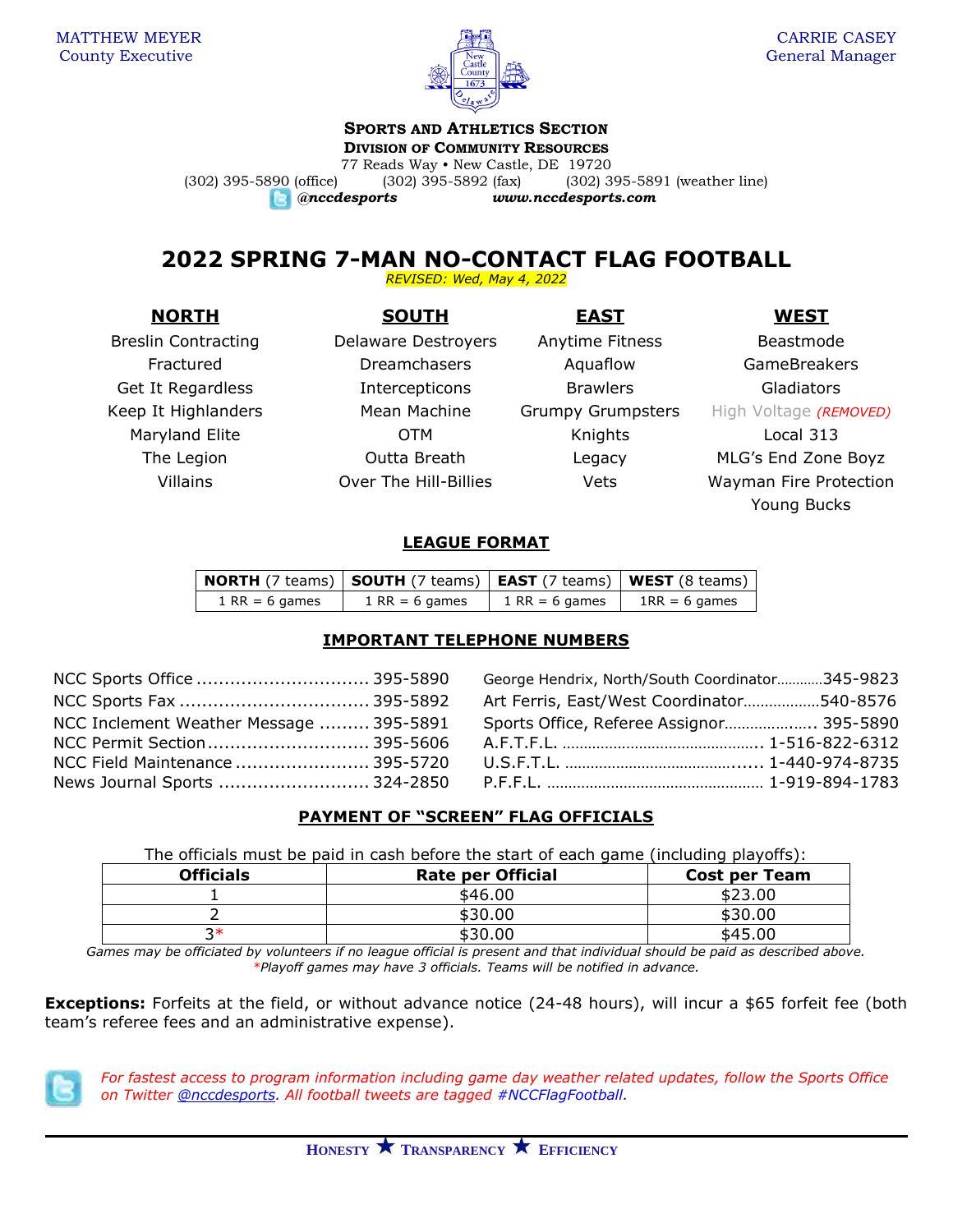MATTHEW MEYER
County Executive

CARRIE CASEY
General Manager

**SPORTS AND ATHLETICS SECTION**
**DIVISION OF COMMUNITY RESOURCES**
77 Reads Way • New Castle, DE 19720
(302) 395-5890 (office) (302) 395-5892 (fax) (302) 395-5891 (weather line)
***@nccdesports*** ***www.nccdesports.com***

# 2022 SPRING 7-MAN NO-CONTACT FLAG FOOTBALL

*REVISED: Wed, May 4, 2022*

| **NORTH** | **SOUTH** | **EAST** | **WEST** |
|---|---|---|---|
| Breslin Contracting | Delaware Destroyers | Anytime Fitness | Beastmode |
| Fractured | Dreamchasers | Aquaflow | GameBreakers |
| Get It Regardless | Intercepticons | Brawlers | Gladiators |
| Keep It Highlanders | Mean Machine | Grumpy Grumpsters | High Voltage *(REMOVED)* |
| Maryland Elite | OTM | Knights | Local 313 |
| The Legion | Outta Breath | Legacy | MLG's End Zone Boyz |
| Villains | Over The Hill-Billies | Vets | Wayman Fire Protection |
| | | | Young Bucks |

## LEAGUE FORMAT

| **NORTH** (7 teams) | **SOUTH** (7 teams) | **EAST** (7 teams) | **WEST** (8 teams) |
|---|---|---|---|
| 1 RR = 6 games | 1 RR = 6 games | 1 RR = 6 games | 1RR = 6 games |

## IMPORTANT TELEPHONE NUMBERS

NCC Sports Office ............................... 395-5890
NCC Sports Fax .................................. 395-5892
NCC Inclement Weather Message ......... 395-5891
NCC Permit Section............................. 395-5606
NCC Field Maintenance ........................ 395-5720
News Journal Sports ........................... 324-2850

George Hendrix, North/South Coordinator............345-9823
Art Ferris, East/West Coordinator..................540-8576
Sports Office, Referee Assignor.................... 395-5890
A.F.T.F.L. ............................................. 1-516-822-6312
U.S.F.T.L. ............................................ 1-440-974-8735
P.F.F.L. ................................................. 1-919-894-1783

## PAYMENT OF "SCREEN" FLAG OFFICIALS

The officials must be paid in cash before the start of each game (including playoffs):

| Officials | Rate per Official | Cost per Team |
|---|---|---|
| 1 | $46.00 | $23.00 |
| 2 | $30.00 | $30.00 |
| 3* | $30.00 | $45.00 |

*Games may be officiated by volunteers if no league official is present and that individual should be paid as described above.*
*\*Playoff games may have 3 officials. Teams will be notified in advance.*

**Exceptions:** Forfeits at the field, or without advance notice (24-48 hours), will incur a $65 forfeit fee (both team's referee fees and an administrative expense).

*For fastest access to program information including game day weather related updates, follow the Sports Office on Twitter @nccdesports. All football tweets are tagged #NCCFlagFootball.*

HONESTY ★ TRANSPARENCY ★ EFFICIENCY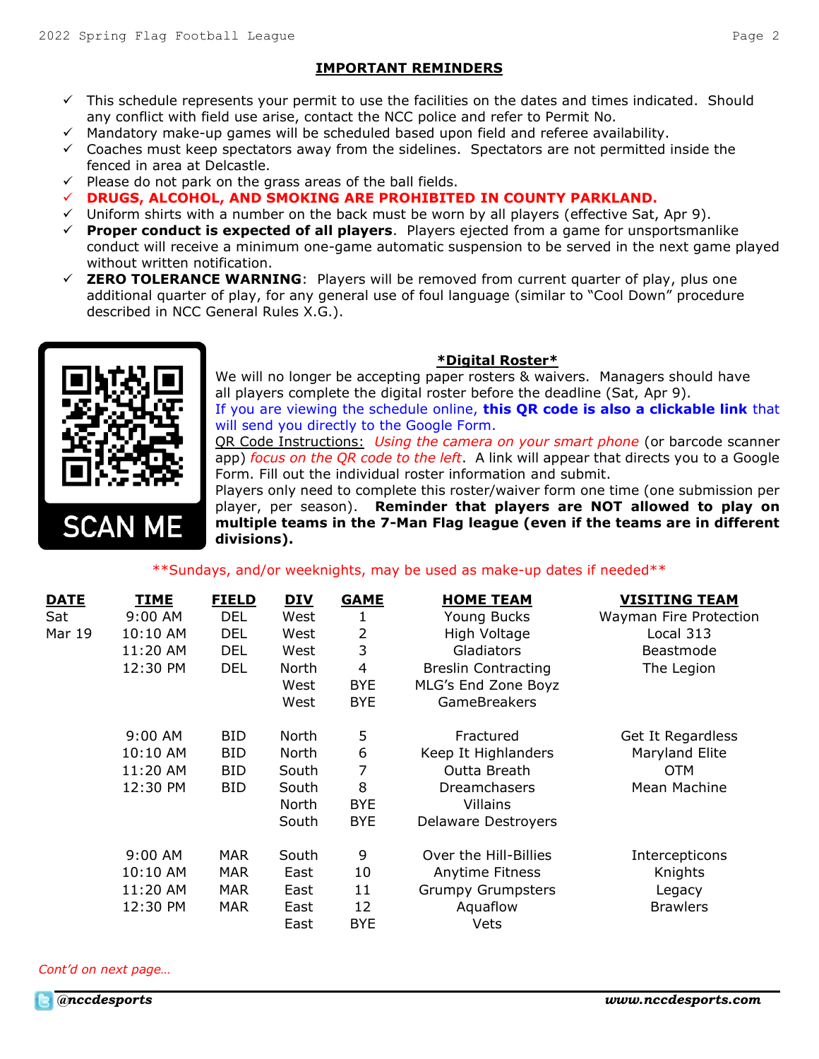## IMPORTANT REMINDERS

- ✓ This schedule represents your permit to use the facilities on the dates and times indicated. Should any conflict with field use arise, contact the NCC police and refer to Permit No.
- ✓ Mandatory make-up games will be scheduled based upon field and referee availability.
- ✓ Coaches must keep spectators away from the sidelines. Spectators are not permitted inside the fenced in area at Delcastle.
- ✓ Please do not park on the grass areas of the ball fields.
- ✓ **DRUGS, ALCOHOL, AND SMOKING ARE PROHIBITED IN COUNTY PARKLAND.**
- ✓ Uniform shirts with a number on the back must be worn by all players (effective Sat, Apr 9).
- ✓ **Proper conduct is expected of all players**. Players ejected from a game for unsportsmanlike conduct will receive a minimum one-game automatic suspension to be served in the next game played without written notification.
- ✓ **ZERO TOLERANCE WARNING**: Players will be removed from current quarter of play, plus one additional quarter of play, for any general use of foul language (similar to "Cool Down" procedure described in NCC General Rules X.G.).

SCAN ME

### *Digital Roster*

We will no longer be accepting paper rosters & waivers. Managers should have all players complete the digital roster before the deadline (Sat, Apr 9).

If you are viewing the schedule online, **this QR code is also a clickable link** that will send you directly to the Google Form.

QR Code Instructions: *Using the camera on your smart phone* (or barcode scanner app) *focus on the QR code to the left*. A link will appear that directs you to a Google Form. Fill out the individual roster information and submit.

Players only need to complete this roster/waiver form one time (one submission per player, per season). **Reminder that players are NOT allowed to play on multiple teams in the 7-Man Flag league (even if the teams are in different divisions).**

**Sundays, and/or weeknights, may be used as make-up dates if needed**

| DATE | TIME | FIELD | DIV | GAME | HOME TEAM | VISITING TEAM |
|---|---|---|---|---|---|---|
| Sat Mar 19 | 9:00 AM | DEL | West | 1 | Young Bucks | Wayman Fire Protection |
| | 10:10 AM | DEL | West | 2 | High Voltage | Local 313 |
| | 11:20 AM | DEL | West | 3 | Gladiators | Beastmode |
| | 12:30 PM | DEL | North | 4 | Breslin Contracting | The Legion |
| | | | West | BYE | MLG's End Zone Boyz | |
| | | | West | BYE | GameBreakers | |
| | 9:00 AM | BID | North | 5 | Fractured | Get It Regardless |
| | 10:10 AM | BID | North | 6 | Keep It Highlanders | Maryland Elite |
| | 11:20 AM | BID | South | 7 | Outta Breath | OTM |
| | 12:30 PM | BID | South | 8 | Dreamchasers | Mean Machine |
| | | | North | BYE | Villains | |
| | | | South | BYE | Delaware Destroyers | |
| | 9:00 AM | MAR | South | 9 | Over the Hill-Billies | Intercepticons |
| | 10:10 AM | MAR | East | 10 | Anytime Fitness | Knights |
| | 11:20 AM | MAR | East | 11 | Grumpy Grumpsters | Legacy |
| | 12:30 PM | MAR | East | 12 | Aquaflow | Brawlers |
| | | | East | BYE | Vets | |

*Cont'd on next page…*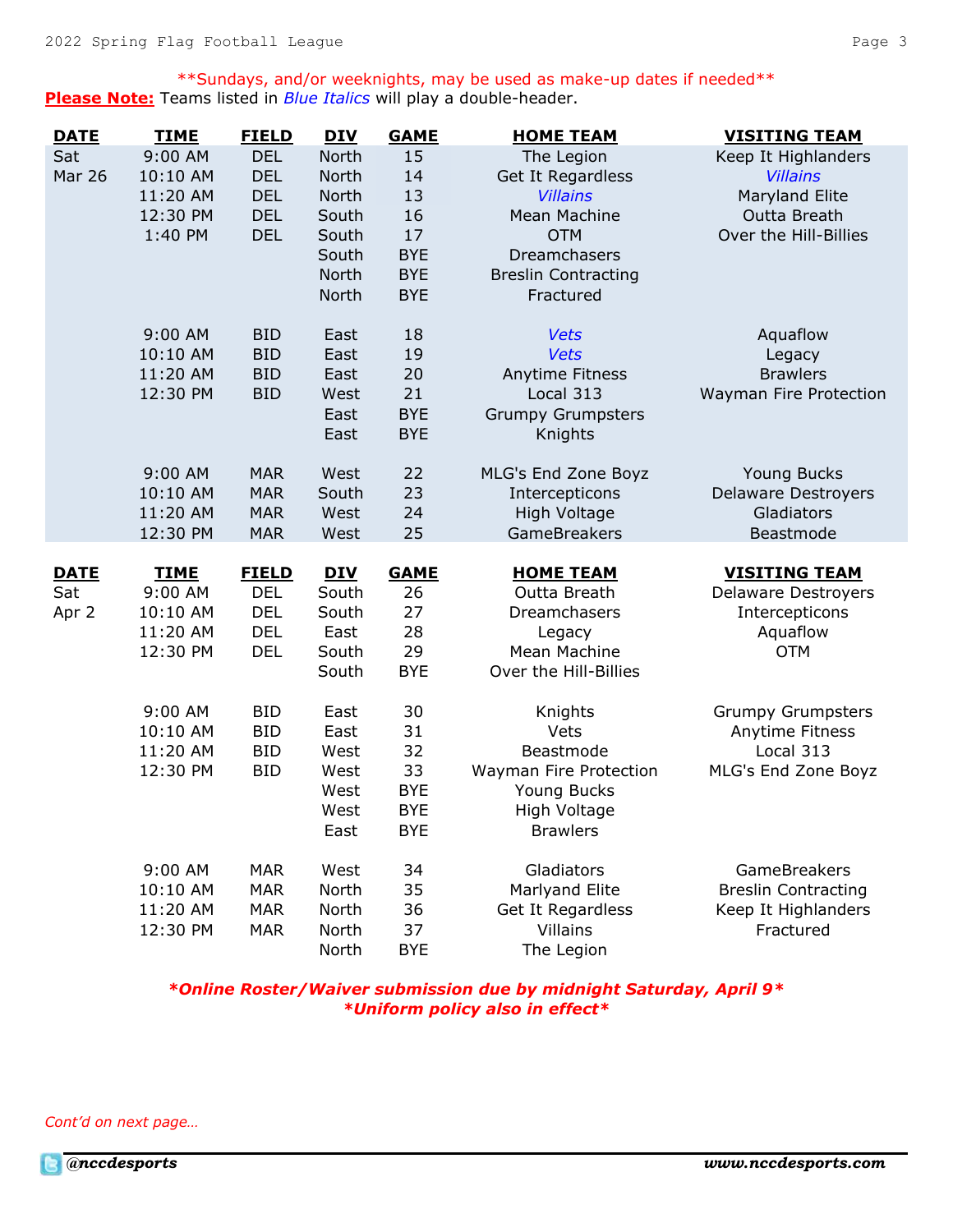**Sundays, and/or weeknights, may be used as make-up dates if needed**

**Please Note:** Teams listed in *Blue Italics* will play a double-header.

| DATE | TIME | FIELD | DIV | GAME | HOME TEAM | VISITING TEAM |
|---|---|---|---|---|---|---|
| Sat Mar 26 | 9:00 AM | DEL | North | 15 | The Legion | Keep It Highlanders |
| | 10:10 AM | DEL | North | 14 | Get It Regardless | *Villains* |
| | 11:20 AM | DEL | North | 13 | *Villains* | Maryland Elite |
| | 12:30 PM | DEL | South | 16 | Mean Machine | Outta Breath |
| | 1:40 PM | DEL | South | 17 | OTM | Over the Hill-Billies |
| | | | South | BYE | Dreamchasers | |
| | | | North | BYE | Breslin Contracting | |
| | | | North | BYE | Fractured | |
| | 9:00 AM | BID | East | 18 | *Vets* | Aquaflow |
| | 10:10 AM | BID | East | 19 | *Vets* | Legacy |
| | 11:20 AM | BID | East | 20 | Anytime Fitness | Brawlers |
| | 12:30 PM | BID | West | 21 | Local 313 | Wayman Fire Protection |
| | | | East | BYE | Grumpy Grumpsters | |
| | | | East | BYE | Knights | |
| | 9:00 AM | MAR | West | 22 | MLG's End Zone Boyz | Young Bucks |
| | 10:10 AM | MAR | South | 23 | Intercepticons | Delaware Destroyers |
| | 11:20 AM | MAR | West | 24 | High Voltage | Gladiators |
| | 12:30 PM | MAR | West | 25 | GameBreakers | Beastmode |

| DATE | TIME | FIELD | DIV | GAME | HOME TEAM | VISITING TEAM |
|---|---|---|---|---|---|---|
| Sat Apr 2 | 9:00 AM | DEL | South | 26 | Outta Breath | Delaware Destroyers |
| | 10:10 AM | DEL | South | 27 | Dreamchasers | Intercepticons |
| | 11:20 AM | DEL | East | 28 | Legacy | Aquaflow |
| | 12:30 PM | DEL | South | 29 | Mean Machine | OTM |
| | | | South | BYE | Over the Hill-Billies | |
| | 9:00 AM | BID | East | 30 | Knights | Grumpy Grumpsters |
| | 10:10 AM | BID | East | 31 | Vets | Anytime Fitness |
| | 11:20 AM | BID | West | 32 | Beastmode | Local 313 |
| | 12:30 PM | BID | West | 33 | Wayman Fire Protection | MLG's End Zone Boyz |
| | | | West | BYE | Young Bucks | |
| | | | West | BYE | High Voltage | |
| | | | East | BYE | Brawlers | |
| | 9:00 AM | MAR | West | 34 | Gladiators | GameBreakers |
| | 10:10 AM | MAR | North | 35 | Marlyand Elite | Breslin Contracting |
| | 11:20 AM | MAR | North | 36 | Get It Regardless | Keep It Highlanders |
| | 12:30 PM | MAR | North | 37 | Villains | Fractured |
| | | | North | BYE | The Legion | |

***Online Roster/Waiver submission due by midnight Saturday, April 9***

***Uniform policy also in effect***

*Cont'd on next page…*

**@nccdesports** **www.nccdesports.com**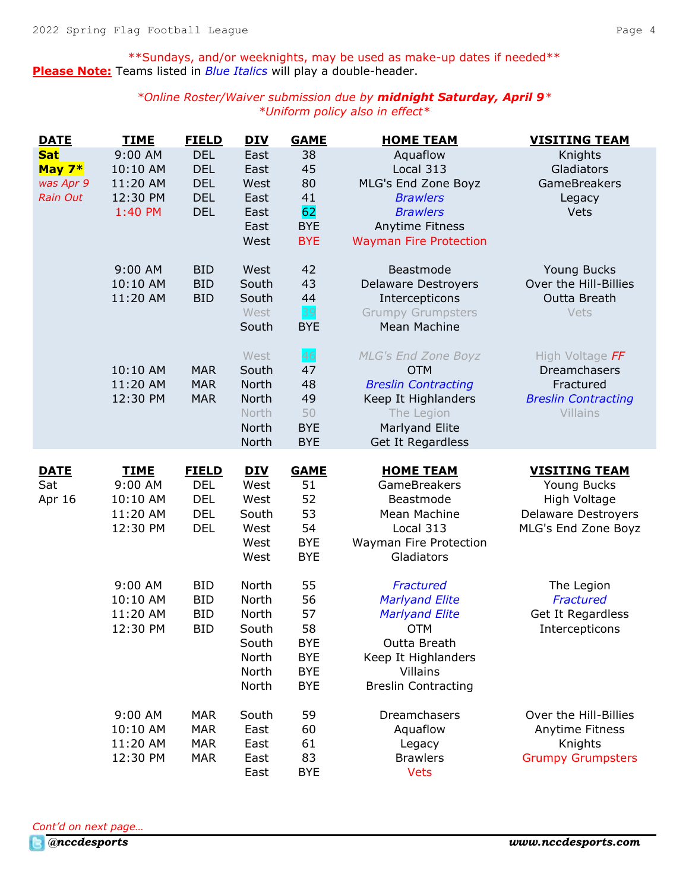**Sundays, and/or weeknights, may be used as make-up dates if needed**

**Please Note:** Teams listed in *Blue Italics* will play a double-header.

*Online Roster/Waiver submission due by **midnight Saturday, April 9***

*Uniform policy also in effect*

| DATE | TIME | FIELD | DIV | GAME | HOME TEAM | VISITING TEAM |
|---|---|---|---|---|---|---|
| **Sat** | 9:00 AM | DEL | East | 38 | Aquaflow | Knights |
| **May 7*** | 10:10 AM | DEL | East | 45 | Local 313 | Gladiators |
| *was Apr 9* | 11:20 AM | DEL | West | 80 | MLG's End Zone Boyz | GameBreakers |
| *Rain Out* | 12:30 PM | DEL | East | 41 | *Brawlers* | Legacy |
| | 1:40 PM | DEL | East | 62 | *Brawlers* | Vets |
| | | | East | BYE | Anytime Fitness | |
| | | | West | BYE | Wayman Fire Protection | |
| | 9:00 AM | BID | West | 42 | Beastmode | Young Bucks |
| | 10:10 AM | BID | South | 43 | Delaware Destroyers | Over the Hill-Billies |
| | 11:20 AM | BID | South | 44 | Intercepticons | Outta Breath |
| | | | West | 39 | Grumpy Grumpsters | Vets |
| | | | South | BYE | Mean Machine | |
| | | | West | 46 | *MLG's End Zone Boyz* | High Voltage *FF* |
| | 10:10 AM | MAR | South | 47 | OTM | Dreamchasers |
| | 11:20 AM | MAR | North | 48 | *Breslin Contracting* | Fractured |
| | 12:30 PM | MAR | North | 49 | Keep It Highlanders | *Breslin Contracting* |
| | | | North | 50 | The Legion | Villains |
| | | | North | BYE | Marlyand Elite | |
| | | | North | BYE | Get It Regardless | |

| DATE | TIME | FIELD | DIV | GAME | HOME TEAM | VISITING TEAM |
|---|---|---|---|---|---|---|
| Sat | 9:00 AM | DEL | West | 51 | GameBreakers | Young Bucks |
| Apr 16 | 10:10 AM | DEL | West | 52 | Beastmode | High Voltage |
| | 11:20 AM | DEL | South | 53 | Mean Machine | Delaware Destroyers |
| | 12:30 PM | DEL | West | 54 | Local 313 | MLG's End Zone Boyz |
| | | | West | BYE | Wayman Fire Protection | |
| | | | West | BYE | Gladiators | |
| | 9:00 AM | BID | North | 55 | *Fractured* | The Legion |
| | 10:10 AM | BID | North | 56 | *Marlyand Elite* | *Fractured* |
| | 11:20 AM | BID | North | 57 | *Marlyand Elite* | Get It Regardless |
| | 12:30 PM | BID | South | 58 | OTM | Intercepticons |
| | | | South | BYE | Outta Breath | |
| | | | North | BYE | Keep It Highlanders | |
| | | | North | BYE | Villains | |
| | | | North | BYE | Breslin Contracting | |
| | 9:00 AM | MAR | South | 59 | Dreamchasers | Over the Hill-Billies |
| | 10:10 AM | MAR | East | 60 | Aquaflow | Anytime Fitness |
| | 11:20 AM | MAR | East | 61 | Legacy | Knights |
| | 12:30 PM | MAR | East | 83 | Brawlers | Grumpy Grumpsters |
| | | | East | BYE | Vets | |

*Cont'd on next page…*

@nccdesports www.nccdesports.com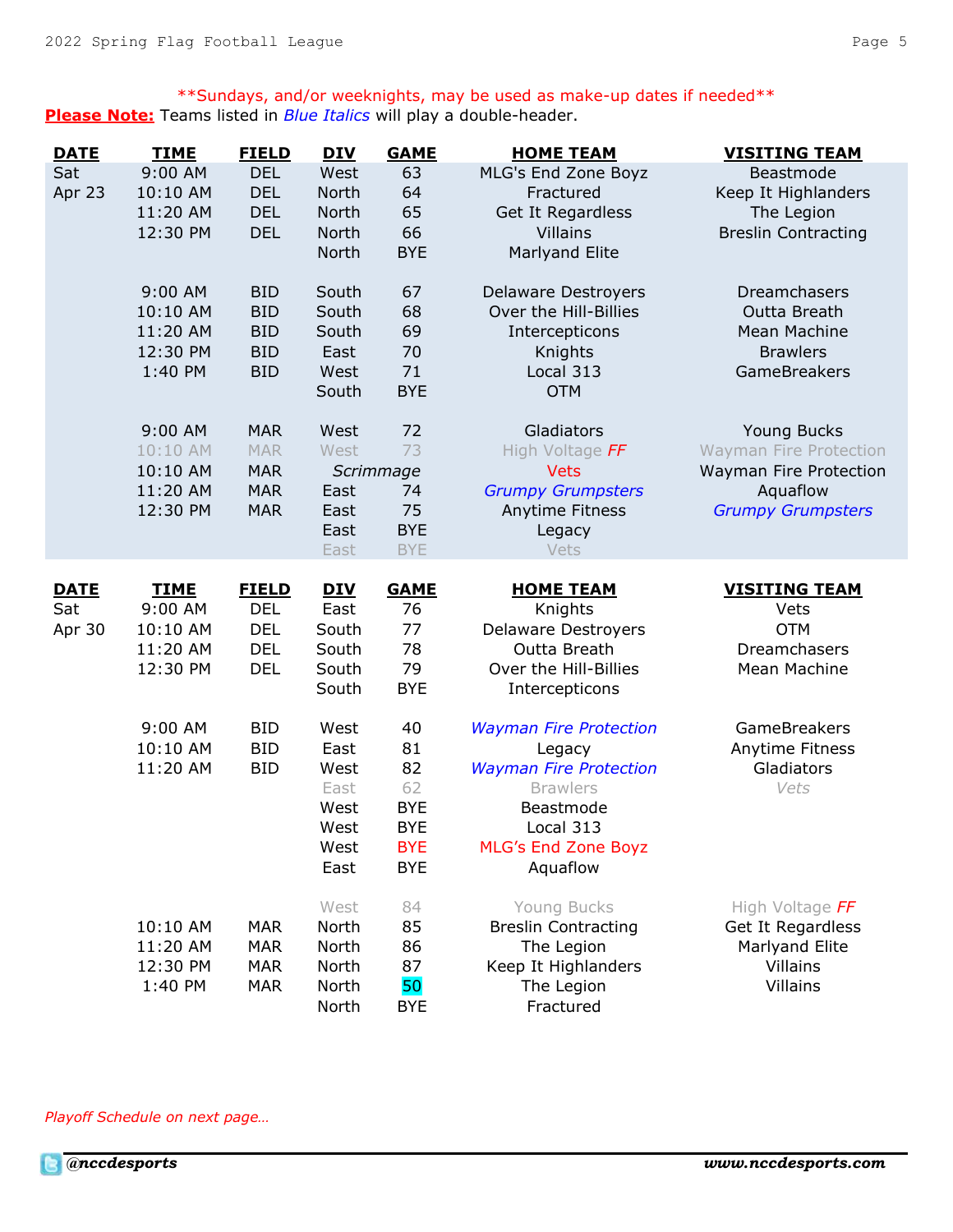**Sundays, and/or weeknights, may be used as make-up dates if needed**

**Please Note:** Teams listed in *Blue Italics* will play a double-header.

| DATE | TIME | FIELD | DIV | GAME | HOME TEAM | VISITING TEAM |
|---|---|---|---|---|---|---|
| Sat Apr 23 | 9:00 AM | DEL | West | 63 | MLG's End Zone Boyz | Beastmode |
| | 10:10 AM | DEL | North | 64 | Fractured | Keep It Highlanders |
| | 11:20 AM | DEL | North | 65 | Get It Regardless | The Legion |
| | 12:30 PM | DEL | North | 66 | Villains | Breslin Contracting |
| | | | North | BYE | Marlyand Elite | |
| | 9:00 AM | BID | South | 67 | Delaware Destroyers | Dreamchasers |
| | 10:10 AM | BID | South | 68 | Over the Hill-Billies | Outta Breath |
| | 11:20 AM | BID | South | 69 | Intercepticons | Mean Machine |
| | 12:30 PM | BID | East | 70 | Knights | Brawlers |
| | 1:40 PM | BID | West | 71 | Local 313 | GameBreakers |
| | | | South | BYE | OTM | |
| | 9:00 AM | MAR | West | 72 | Gladiators | Young Bucks |
| | 10:10 AM | MAR | West | 73 | High Voltage FF | Wayman Fire Protection |
| | 10:10 AM | MAR | *Scrimmage* | | Vets | Wayman Fire Protection |
| | 11:20 AM | MAR | East | 74 | *Grumpy Grumpsters* | Aquaflow |
| | 12:30 PM | MAR | East | 75 | Anytime Fitness | *Grumpy Grumpsters* |
| | | | East | BYE | Legacy | |
| | | | East | BYE | Vets | |

| DATE | TIME | FIELD | DIV | GAME | HOME TEAM | VISITING TEAM |
|---|---|---|---|---|---|---|
| Sat Apr 30 | 9:00 AM | DEL | East | 76 | Knights | Vets |
| | 10:10 AM | DEL | South | 77 | Delaware Destroyers | OTM |
| | 11:20 AM | DEL | South | 78 | Outta Breath | Dreamchasers |
| | 12:30 PM | DEL | South | 79 | Over the Hill-Billies | Mean Machine |
| | | | South | BYE | Intercepticons | |
| | 9:00 AM | BID | West | 40 | *Wayman Fire Protection* | GameBreakers |
| | 10:10 AM | BID | East | 81 | Legacy | Anytime Fitness |
| | 11:20 AM | BID | West | 82 | *Wayman Fire Protection* | Gladiators |
| | | | East | 62 | Brawlers | *Vets* |
| | | | West | BYE | Beastmode | |
| | | | West | BYE | Local 313 | |
| | | | West | BYE | MLG's End Zone Boyz | |
| | | | East | BYE | Aquaflow | |
| | | | West | 84 | Young Bucks | High Voltage FF |
| | 10:10 AM | MAR | North | 85 | Breslin Contracting | Get It Regardless |
| | 11:20 AM | MAR | North | 86 | The Legion | Marlyand Elite |
| | 12:30 PM | MAR | North | 87 | Keep It Highlanders | Villains |
| | 1:40 PM | MAR | North | 50 | The Legion | Villains |
| | | | North | BYE | Fractured | |

*Playoff Schedule on next page…*

@nccdesports www.nccdesports.com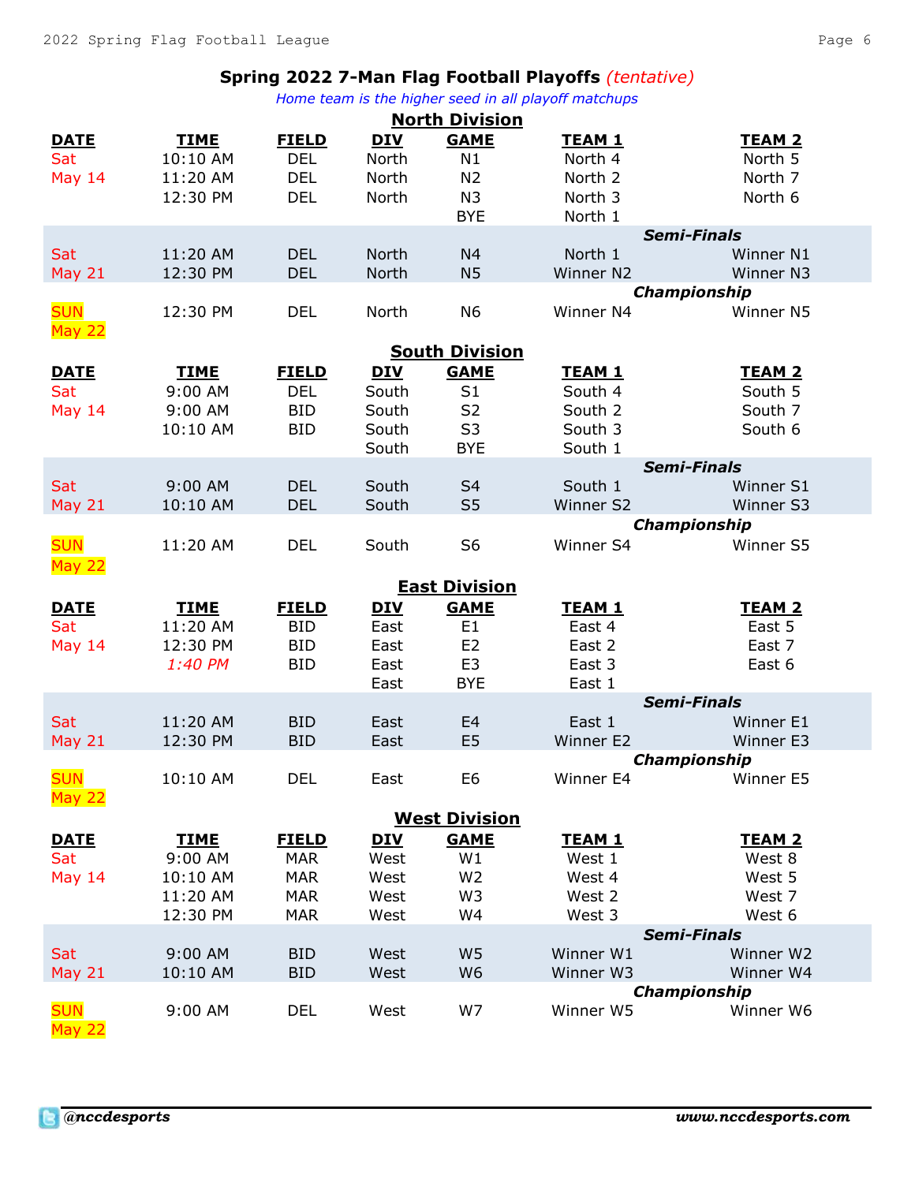## Spring 2022 7-Man Flag Football Playoffs *(tentative)*

*Home team is the higher seed in all playoff matchups*

### North Division

| DATE | TIME | FIELD | DIV | GAME | TEAM 1 | TEAM 2 |
|---|---|---|---|---|---|---|
| Sat | 10:10 AM | DEL | North | N1 | North 4 | North 5 |
| May 14 | 11:20 AM | DEL | North | N2 | North 2 | North 7 |
| | 12:30 PM | DEL | North | N3 | North 3 | North 6 |
| | | | | BYE | North 1 | |
| | | | | | ***Semi-Finals*** | |
| Sat | 11:20 AM | DEL | North | N4 | North 1 | Winner N1 |
| May 21 | 12:30 PM | DEL | North | N5 | Winner N2 | Winner N3 |
| | | | | | ***Championship*** | |
| SUN May 22 | 12:30 PM | DEL | North | N6 | Winner N4 | Winner N5 |

### South Division

| DATE | TIME | FIELD | DIV | GAME | TEAM 1 | TEAM 2 |
|---|---|---|---|---|---|---|
| Sat | 9:00 AM | DEL | South | S1 | South 4 | South 5 |
| May 14 | 9:00 AM | BID | South | S2 | South 2 | South 7 |
| | 10:10 AM | BID | South | S3 | South 3 | South 6 |
| | | | South | BYE | South 1 | |
| | | | | | ***Semi-Finals*** | |
| Sat | 9:00 AM | DEL | South | S4 | South 1 | Winner S1 |
| May 21 | 10:10 AM | DEL | South | S5 | Winner S2 | Winner S3 |
| | | | | | ***Championship*** | |
| SUN May 22 | 11:20 AM | DEL | South | S6 | Winner S4 | Winner S5 |

### East Division

| DATE | TIME | FIELD | DIV | GAME | TEAM 1 | TEAM 2 |
|---|---|---|---|---|---|---|
| Sat | 11:20 AM | BID | East | E1 | East 4 | East 5 |
| May 14 | 12:30 PM | BID | East | E2 | East 2 | East 7 |
| | *1:40 PM* | BID | East | E3 | East 3 | East 6 |
| | | | East | BYE | East 1 | |
| | | | | | ***Semi-Finals*** | |
| Sat | 11:20 AM | BID | East | E4 | East 1 | Winner E1 |
| May 21 | 12:30 PM | BID | East | E5 | Winner E2 | Winner E3 |
| | | | | | ***Championship*** | |
| SUN May 22 | 10:10 AM | DEL | East | E6 | Winner E4 | Winner E5 |

### West Division

| DATE | TIME | FIELD | DIV | GAME | TEAM 1 | TEAM 2 |
|---|---|---|---|---|---|---|
| Sat | 9:00 AM | MAR | West | W1 | West 1 | West 8 |
| May 14 | 10:10 AM | MAR | West | W2 | West 4 | West 5 |
| | 11:20 AM | MAR | West | W3 | West 2 | West 7 |
| | 12:30 PM | MAR | West | W4 | West 3 | West 6 |
| | | | | | ***Semi-Finals*** | |
| Sat | 9:00 AM | BID | West | W5 | Winner W1 | Winner W2 |
| May 21 | 10:10 AM | BID | West | W6 | Winner W3 | Winner W4 |
| | | | | | ***Championship*** | |
| SUN May 22 | 9:00 AM | DEL | West | W7 | Winner W5 | Winner W6 |

***@nccdesports*** ***www.nccdesports.com***